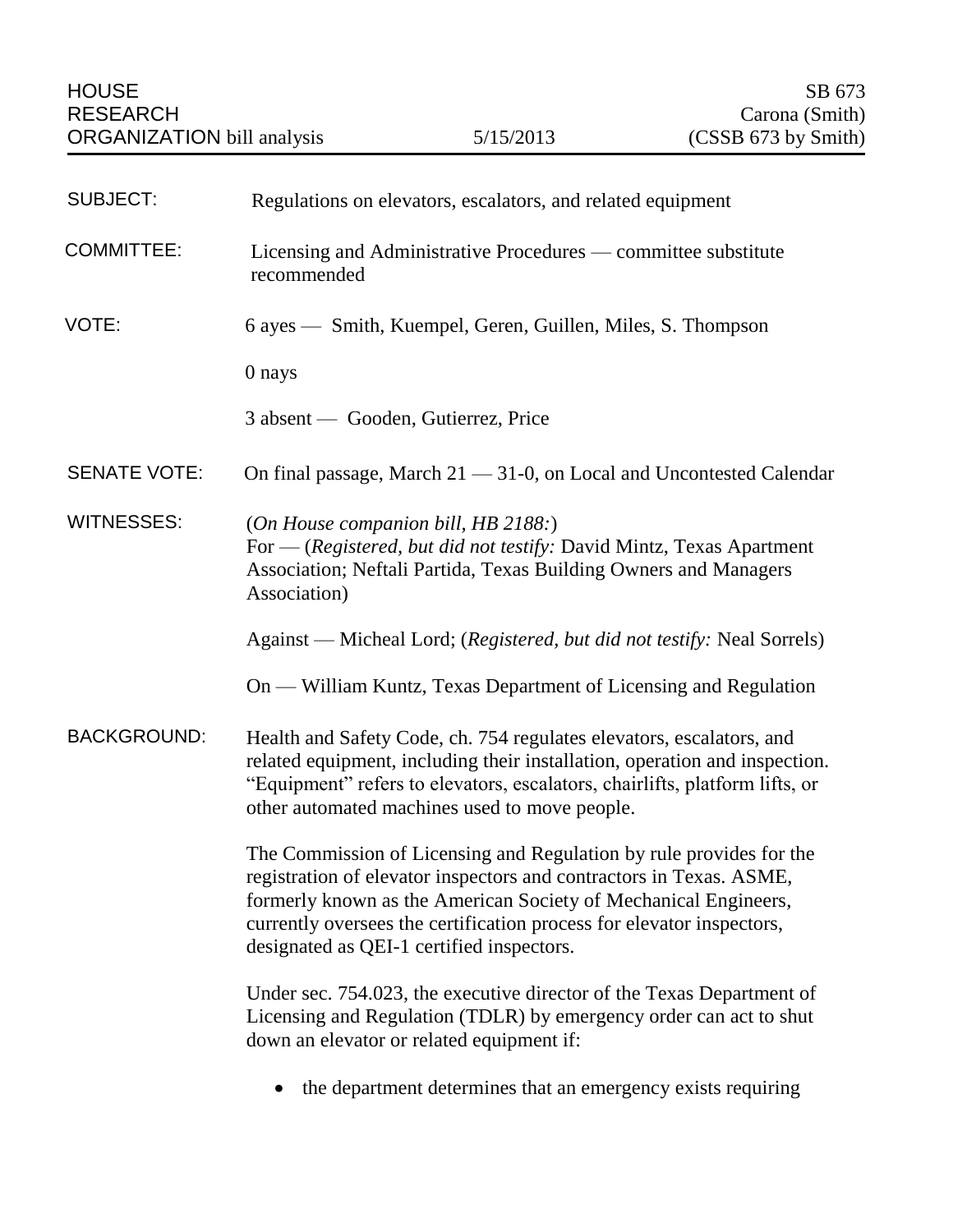HOUSE RESEARCH ORGANIZATION bill analysis — 5/15/2013

SB 673
Carona (Smith)
(CSSB 673 by Smith)

**SUBJECT:** Regulations on elevators, escalators, and related equipment

**COMMITTEE:** Licensing and Administrative Procedures — committee substitute recommended

**VOTE:** 6 ayes — Smith, Kuempel, Geren, Guillen, Miles, S. Thompson

0 nays

3 absent — Gooden, Gutierrez, Price

**SENATE VOTE:** On final passage, March 21 — 31-0, on Local and Uncontested Calendar

**WITNESSES:** (*On House companion bill, HB 2188:*)
For — (*Registered, but did not testify:* David Mintz, Texas Apartment Association; Neftali Partida, Texas Building Owners and Managers Association)

Against — Micheal Lord; (*Registered, but did not testify:* Neal Sorrels)

On — William Kuntz, Texas Department of Licensing and Regulation

**BACKGROUND:** Health and Safety Code, ch. 754 regulates elevators, escalators, and related equipment, including their installation, operation and inspection. "Equipment" refers to elevators, escalators, chairlifts, platform lifts, or other automated machines used to move people.

The Commission of Licensing and Regulation by rule provides for the registration of elevator inspectors and contractors in Texas. ASME, formerly known as the American Society of Mechanical Engineers, currently oversees the certification process for elevator inspectors, designated as QEI-1 certified inspectors.

Under sec. 754.023, the executive director of the Texas Department of Licensing and Regulation (TDLR) by emergency order can act to shut down an elevator or related equipment if:

- the department determines that an emergency exists requiring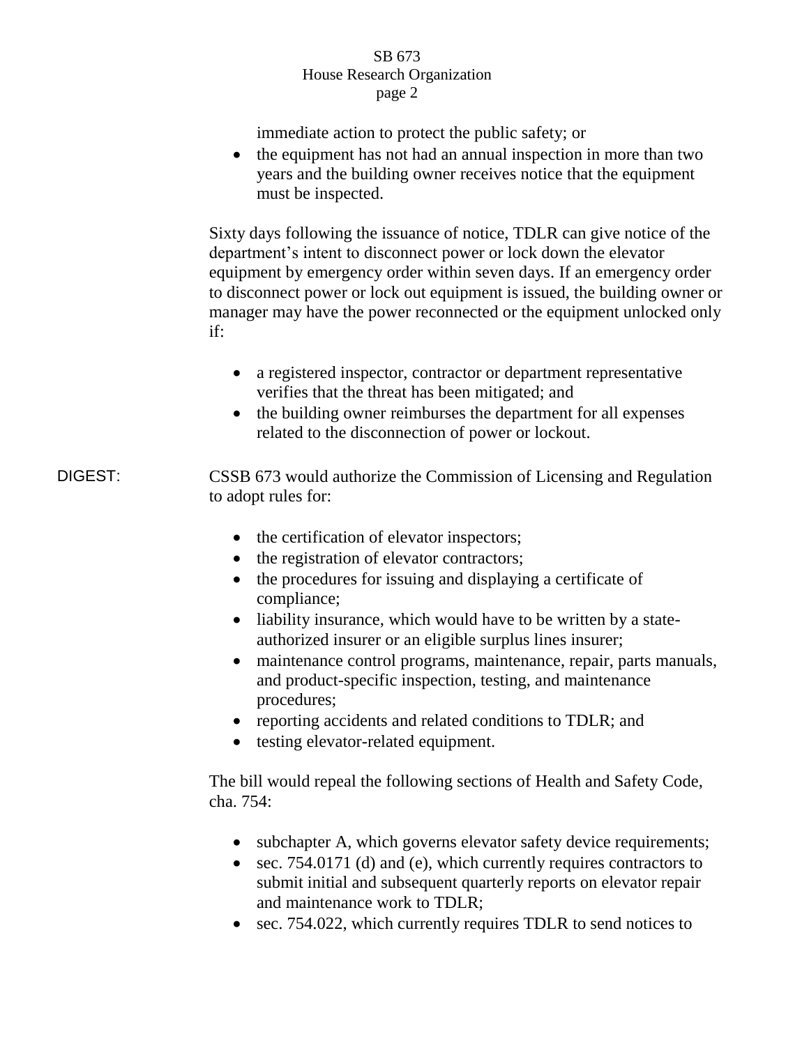immediate action to protect the public safety; or

- the equipment has not had an annual inspection in more than two years and the building owner receives notice that the equipment must be inspected.

Sixty days following the issuance of notice, TDLR can give notice of the department's intent to disconnect power or lock down the elevator equipment by emergency order within seven days. If an emergency order to disconnect power or lock out equipment is issued, the building owner or manager may have the power reconnected or the equipment unlocked only if:

- a registered inspector, contractor or department representative verifies that the threat has been mitigated; and
- the building owner reimburses the department for all expenses related to the disconnection of power or lockout.

DIGEST:

CSSB 673 would authorize the Commission of Licensing and Regulation to adopt rules for:

- the certification of elevator inspectors;
- the registration of elevator contractors;
- the procedures for issuing and displaying a certificate of compliance;
- liability insurance, which would have to be written by a state-authorized insurer or an eligible surplus lines insurer;
- maintenance control programs, maintenance, repair, parts manuals, and product-specific inspection, testing, and maintenance procedures;
- reporting accidents and related conditions to TDLR; and
- testing elevator-related equipment.

The bill would repeal the following sections of Health and Safety Code, cha. 754:

- subchapter A, which governs elevator safety device requirements;
- sec. 754.0171 (d) and (e), which currently requires contractors to submit initial and subsequent quarterly reports on elevator repair and maintenance work to TDLR;
- sec. 754.022, which currently requires TDLR to send notices to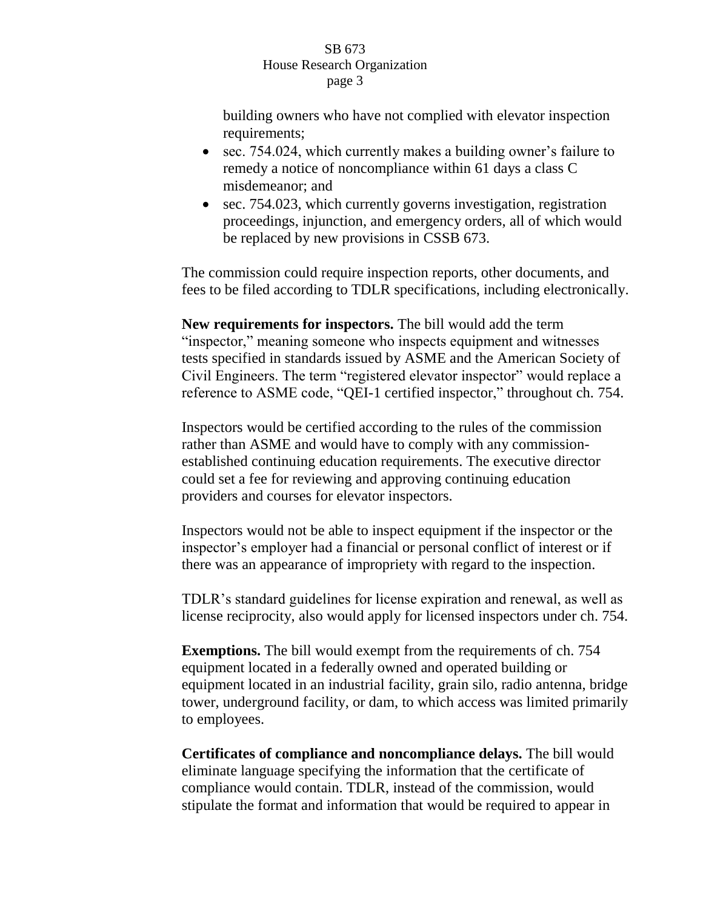building owners who have not complied with elevator inspection requirements;

- sec. 754.024, which currently makes a building owner's failure to remedy a notice of noncompliance within 61 days a class C misdemeanor; and
- sec. 754.023, which currently governs investigation, registration proceedings, injunction, and emergency orders, all of which would be replaced by new provisions in CSSB 673.

The commission could require inspection reports, other documents, and fees to be filed according to TDLR specifications, including electronically.

**New requirements for inspectors.** The bill would add the term "inspector," meaning someone who inspects equipment and witnesses tests specified in standards issued by ASME and the American Society of Civil Engineers. The term "registered elevator inspector" would replace a reference to ASME code, "QEI-1 certified inspector," throughout ch. 754.

Inspectors would be certified according to the rules of the commission rather than ASME and would have to comply with any commission-established continuing education requirements. The executive director could set a fee for reviewing and approving continuing education providers and courses for elevator inspectors.

Inspectors would not be able to inspect equipment if the inspector or the inspector's employer had a financial or personal conflict of interest or if there was an appearance of impropriety with regard to the inspection.

TDLR's standard guidelines for license expiration and renewal, as well as license reciprocity, also would apply for licensed inspectors under ch. 754.

**Exemptions.** The bill would exempt from the requirements of ch. 754 equipment located in a federally owned and operated building or equipment located in an industrial facility, grain silo, radio antenna, bridge tower, underground facility, or dam, to which access was limited primarily to employees.

**Certificates of compliance and noncompliance delays.** The bill would eliminate language specifying the information that the certificate of compliance would contain. TDLR, instead of the commission, would stipulate the format and information that would be required to appear in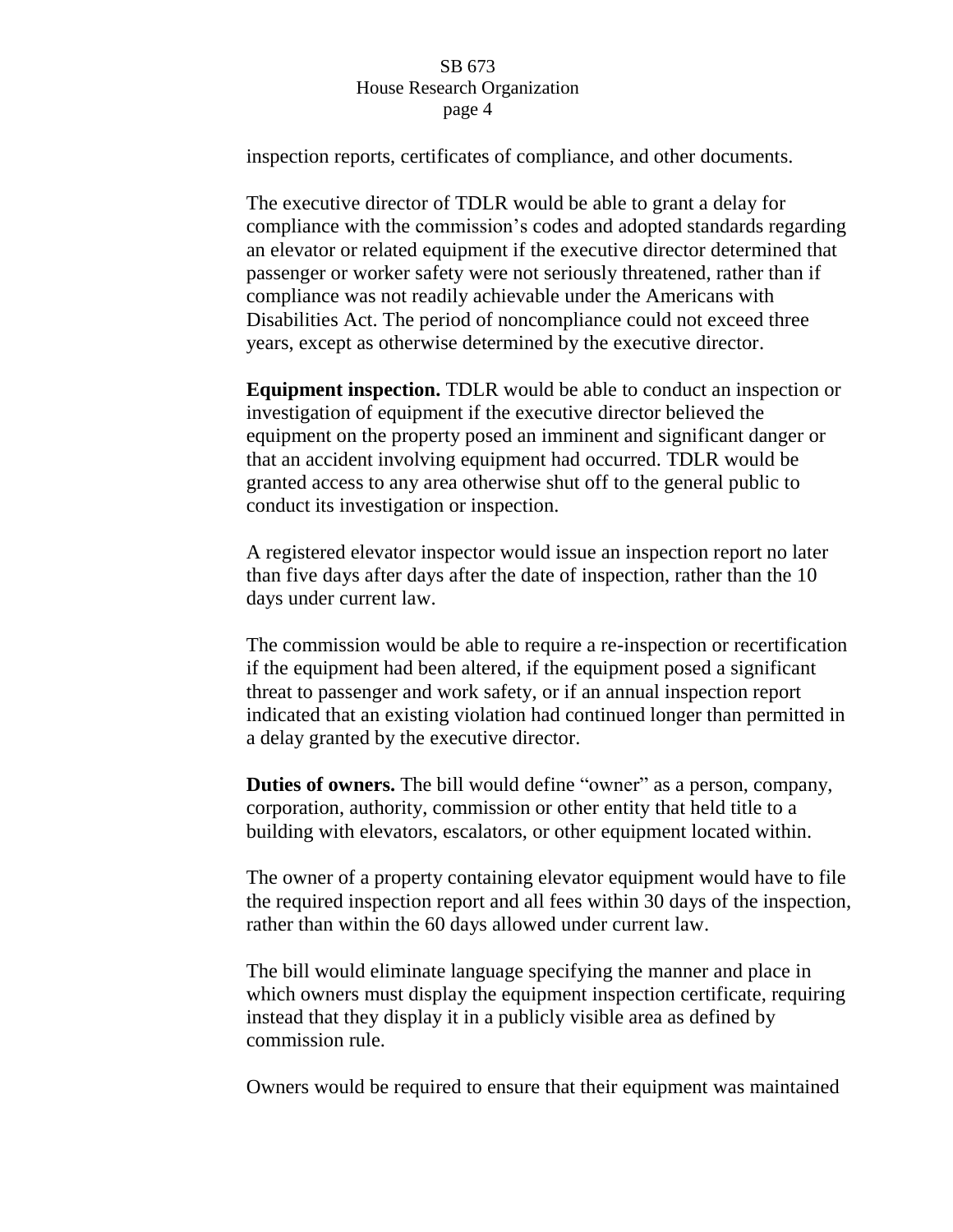inspection reports, certificates of compliance, and other documents.

The executive director of TDLR would be able to grant a delay for compliance with the commission's codes and adopted standards regarding an elevator or related equipment if the executive director determined that passenger or worker safety were not seriously threatened, rather than if compliance was not readily achievable under the Americans with Disabilities Act. The period of noncompliance could not exceed three years, except as otherwise determined by the executive director.

**Equipment inspection.** TDLR would be able to conduct an inspection or investigation of equipment if the executive director believed the equipment on the property posed an imminent and significant danger or that an accident involving equipment had occurred. TDLR would be granted access to any area otherwise shut off to the general public to conduct its investigation or inspection.

A registered elevator inspector would issue an inspection report no later than five days after days after the date of inspection, rather than the 10 days under current law.

The commission would be able to require a re-inspection or recertification if the equipment had been altered, if the equipment posed a significant threat to passenger and work safety, or if an annual inspection report indicated that an existing violation had continued longer than permitted in a delay granted by the executive director.

**Duties of owners.** The bill would define "owner" as a person, company, corporation, authority, commission or other entity that held title to a building with elevators, escalators, or other equipment located within.

The owner of a property containing elevator equipment would have to file the required inspection report and all fees within 30 days of the inspection, rather than within the 60 days allowed under current law.

The bill would eliminate language specifying the manner and place in which owners must display the equipment inspection certificate, requiring instead that they display it in a publicly visible area as defined by commission rule.

Owners would be required to ensure that their equipment was maintained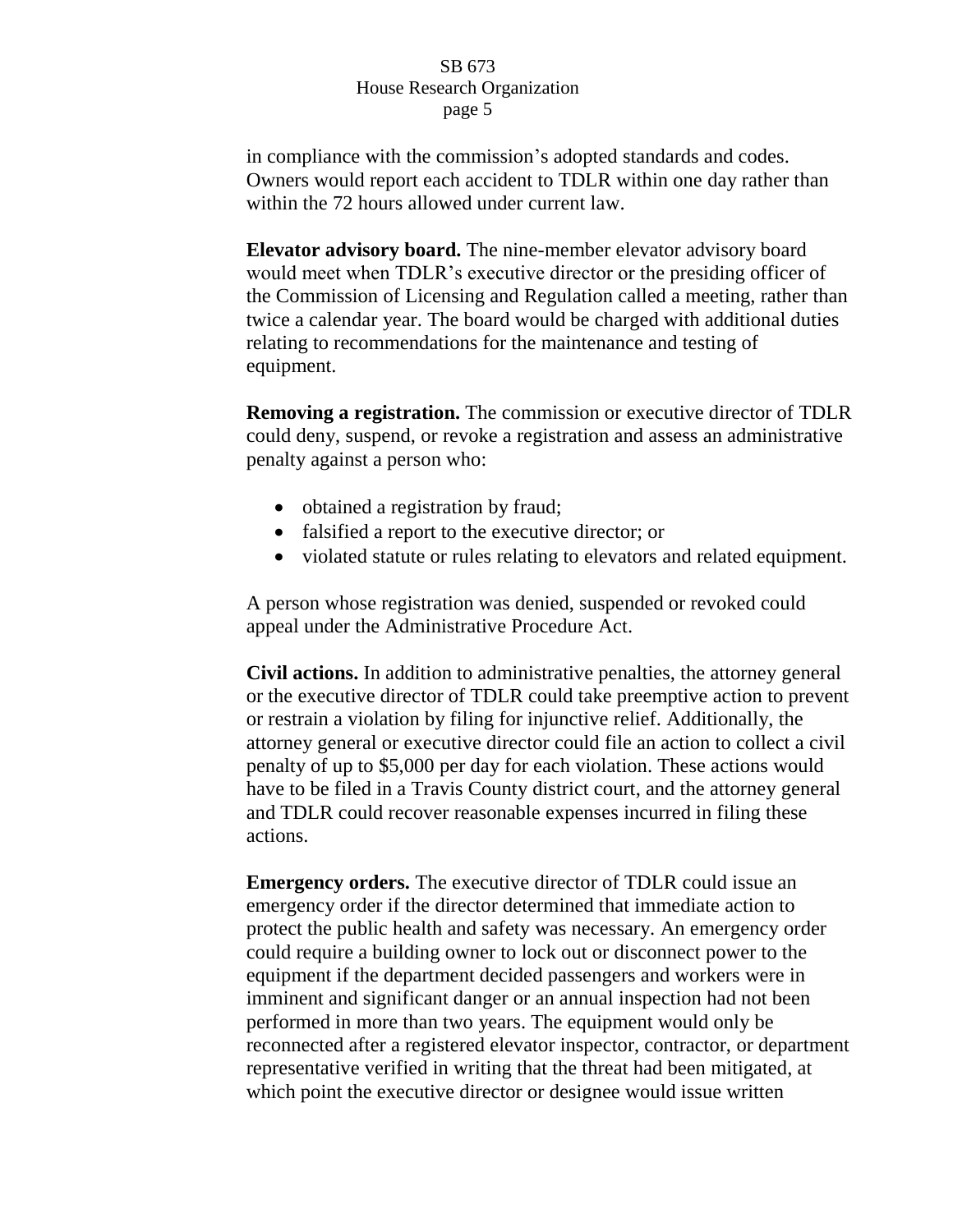in compliance with the commission's adopted standards and codes. Owners would report each accident to TDLR within one day rather than within the 72 hours allowed under current law.

**Elevator advisory board.** The nine-member elevator advisory board would meet when TDLR's executive director or the presiding officer of the Commission of Licensing and Regulation called a meeting, rather than twice a calendar year. The board would be charged with additional duties relating to recommendations for the maintenance and testing of equipment.

**Removing a registration.** The commission or executive director of TDLR could deny, suspend, or revoke a registration and assess an administrative penalty against a person who:

- obtained a registration by fraud;
- falsified a report to the executive director; or
- violated statute or rules relating to elevators and related equipment.

A person whose registration was denied, suspended or revoked could appeal under the Administrative Procedure Act.

**Civil actions.** In addition to administrative penalties, the attorney general or the executive director of TDLR could take preemptive action to prevent or restrain a violation by filing for injunctive relief. Additionally, the attorney general or executive director could file an action to collect a civil penalty of up to $5,000 per day for each violation. These actions would have to be filed in a Travis County district court, and the attorney general and TDLR could recover reasonable expenses incurred in filing these actions.

**Emergency orders.** The executive director of TDLR could issue an emergency order if the director determined that immediate action to protect the public health and safety was necessary. An emergency order could require a building owner to lock out or disconnect power to the equipment if the department decided passengers and workers were in imminent and significant danger or an annual inspection had not been performed in more than two years. The equipment would only be reconnected after a registered elevator inspector, contractor, or department representative verified in writing that the threat had been mitigated, at which point the executive director or designee would issue written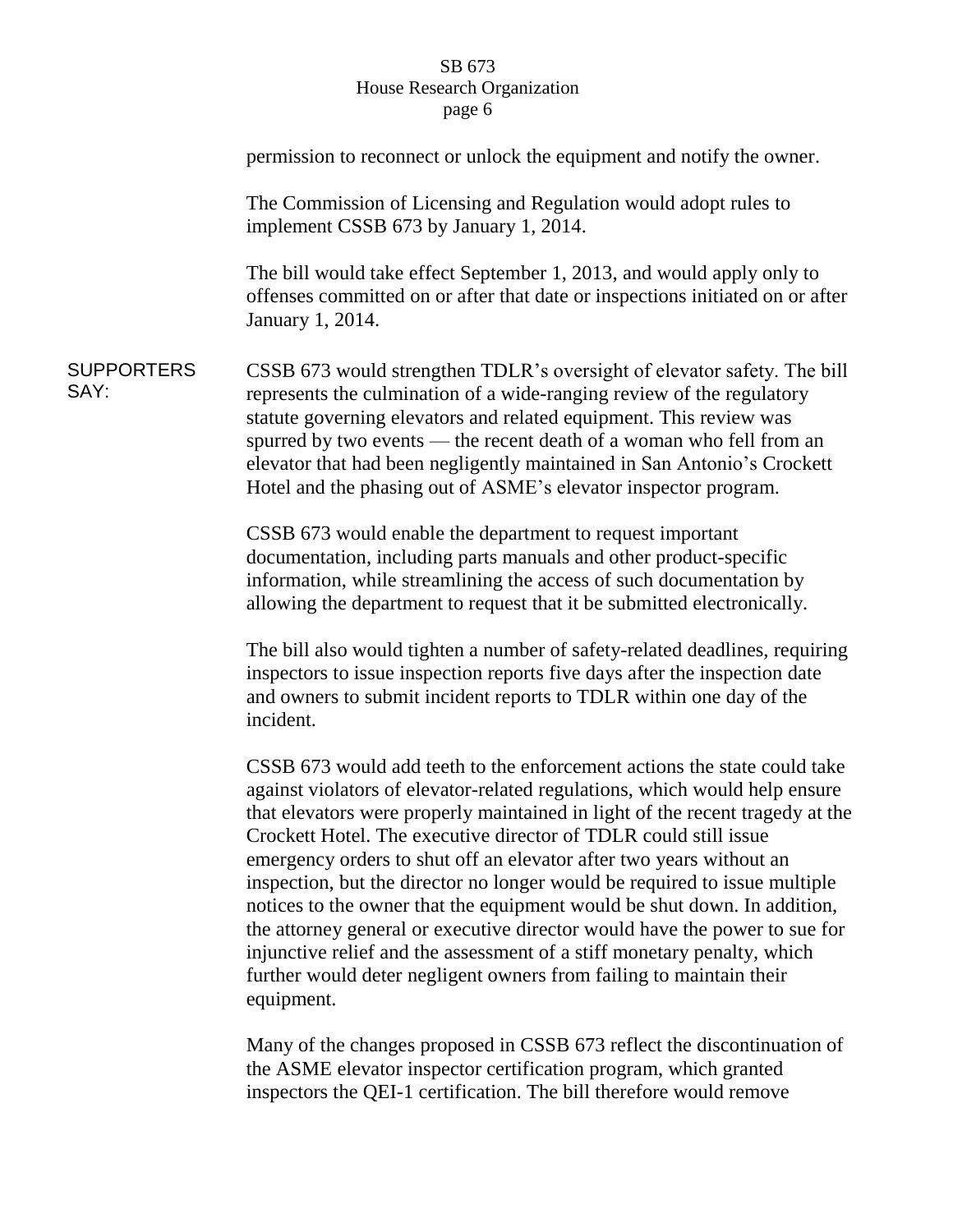permission to reconnect or unlock the equipment and notify the owner.

The Commission of Licensing and Regulation would adopt rules to implement CSSB 673 by January 1, 2014.

The bill would take effect September 1, 2013, and would apply only to offenses committed on or after that date or inspections initiated on or after January 1, 2014.

**SUPPORTERS SAY:**

CSSB 673 would strengthen TDLR's oversight of elevator safety. The bill represents the culmination of a wide-ranging review of the regulatory statute governing elevators and related equipment. This review was spurred by two events — the recent death of a woman who fell from an elevator that had been negligently maintained in San Antonio's Crockett Hotel and the phasing out of ASME's elevator inspector program.

CSSB 673 would enable the department to request important documentation, including parts manuals and other product-specific information, while streamlining the access of such documentation by allowing the department to request that it be submitted electronically.

The bill also would tighten a number of safety-related deadlines, requiring inspectors to issue inspection reports five days after the inspection date and owners to submit incident reports to TDLR within one day of the incident.

CSSB 673 would add teeth to the enforcement actions the state could take against violators of elevator-related regulations, which would help ensure that elevators were properly maintained in light of the recent tragedy at the Crockett Hotel. The executive director of TDLR could still issue emergency orders to shut off an elevator after two years without an inspection, but the director no longer would be required to issue multiple notices to the owner that the equipment would be shut down. In addition, the attorney general or executive director would have the power to sue for injunctive relief and the assessment of a stiff monetary penalty, which further would deter negligent owners from failing to maintain their equipment.

Many of the changes proposed in CSSB 673 reflect the discontinuation of the ASME elevator inspector certification program, which granted inspectors the QEI-1 certification. The bill therefore would remove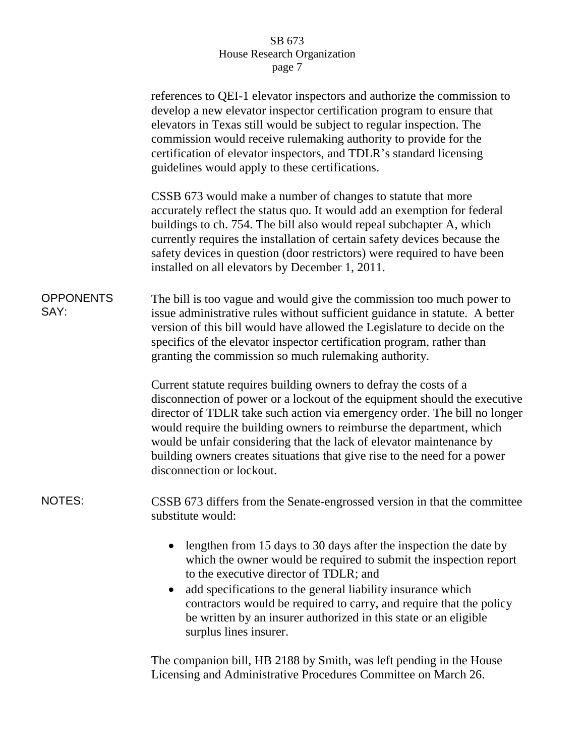references to QEI-1 elevator inspectors and authorize the commission to develop a new elevator inspector certification program to ensure that elevators in Texas still would be subject to regular inspection. The commission would receive rulemaking authority to provide for the certification of elevator inspectors, and TDLR's standard licensing guidelines would apply to these certifications.

CSSB 673 would make a number of changes to statute that more accurately reflect the status quo. It would add an exemption for federal buildings to ch. 754. The bill also would repeal subchapter A, which currently requires the installation of certain safety devices because the safety devices in question (door restrictors) were required to have been installed on all elevators by December 1, 2011.

**OPPONENTS SAY:**

The bill is too vague and would give the commission too much power to issue administrative rules without sufficient guidance in statute. A better version of this bill would have allowed the Legislature to decide on the specifics of the elevator inspector certification program, rather than granting the commission so much rulemaking authority.

Current statute requires building owners to defray the costs of a disconnection of power or a lockout of the equipment should the executive director of TDLR take such action via emergency order. The bill no longer would require the building owners to reimburse the department, which would be unfair considering that the lack of elevator maintenance by building owners creates situations that give rise to the need for a power disconnection or lockout.

**NOTES:**

CSSB 673 differs from the Senate-engrossed version in that the committee substitute would:

- lengthen from 15 days to 30 days after the inspection the date by which the owner would be required to submit the inspection report to the executive director of TDLR; and
- add specifications to the general liability insurance which contractors would be required to carry, and require that the policy be written by an insurer authorized in this state or an eligible surplus lines insurer.

The companion bill, HB 2188 by Smith, was left pending in the House Licensing and Administrative Procedures Committee on March 26.